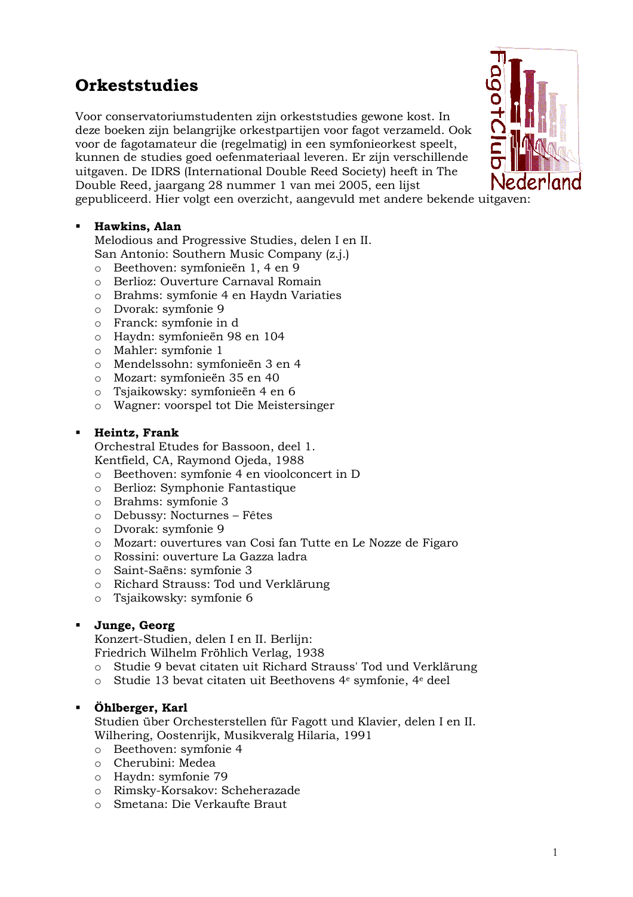# Orkeststudies

Voor conservatoriumstudenten zijn orkeststudies gewone kost. In deze boeken zijn belangrijke orkestpartijen voor fagot verzameld. Ook voor de fagotamateur die (regelmatig) in een symfonieorkest speelt, kunnen de studies goed oefenmateriaal leveren. Er zijn verschillende uitgaven. De IDRS (International Double Reed Society) heeft in The Double Reed, jaargang 28 nummer 1 van mei 2005, een lijst gepubliceerd. Hier volgt een overzicht, aangevuld met andere bekende uitgaven:

- **Hawkins, Alan**
  Melodious and Progressive Studies, delen I en II.
  San Antonio: Southern Music Company (z.j.)
  - Beethoven: symfonieën 1, 4 en 9
  - Berlioz: Ouverture Carnaval Romain
  - Brahms: symfonie 4 en Haydn Variaties
  - Dvorak: symfonie 9
  - Franck: symfonie in d
  - Haydn: symfonieën 98 en 104
  - Mahler: symfonie 1
  - Mendelssohn: symfonieën 3 en 4
  - Mozart: symfonieën 35 en 40
  - Tsjaikowsky: symfonieën 4 en 6
  - Wagner: voorspel tot Die Meistersinger

- **Heintz, Frank**
  Orchestral Etudes for Bassoon, deel 1.
  Kentfield, CA, Raymond Ojeda, 1988
  - Beethoven: symfonie 4 en vioolconcert in D
  - Berlioz: Symphonie Fantastique
  - Brahms: symfonie 3
  - Debussy: Nocturnes – Fêtes
  - Dvorak: symfonie 9
  - Mozart: ouvertures van Cosi fan Tutte en Le Nozze de Figaro
  - Rossini: ouverture La Gazza ladra
  - Saint-Saëns: symfonie 3
  - Richard Strauss: Tod und Verklärung
  - Tsjaikowsky: symfonie 6

- **Junge, Georg**
  Konzert-Studien, delen I en II. Berlijn:
  Friedrich Wilhelm Fröhlich Verlag, 1938
  - Studie 9 bevat citaten uit Richard Strauss' Tod und Verklärung
  - Studie 13 bevat citaten uit Beethovens 4e symfonie, 4e deel

- **Öhlberger, Karl**
  Studien über Orchesterstellen für Fagott und Klavier, delen I en II.
  Wilhering, Oostenrijk, Musikveralg Hilaria, 1991
  - Beethoven: symfonie 4
  - Cherubini: Medea
  - Haydn: symfonie 79
  - Rimsky-Korsakov: Scheherazade
  - Smetana: Die Verkaufte Braut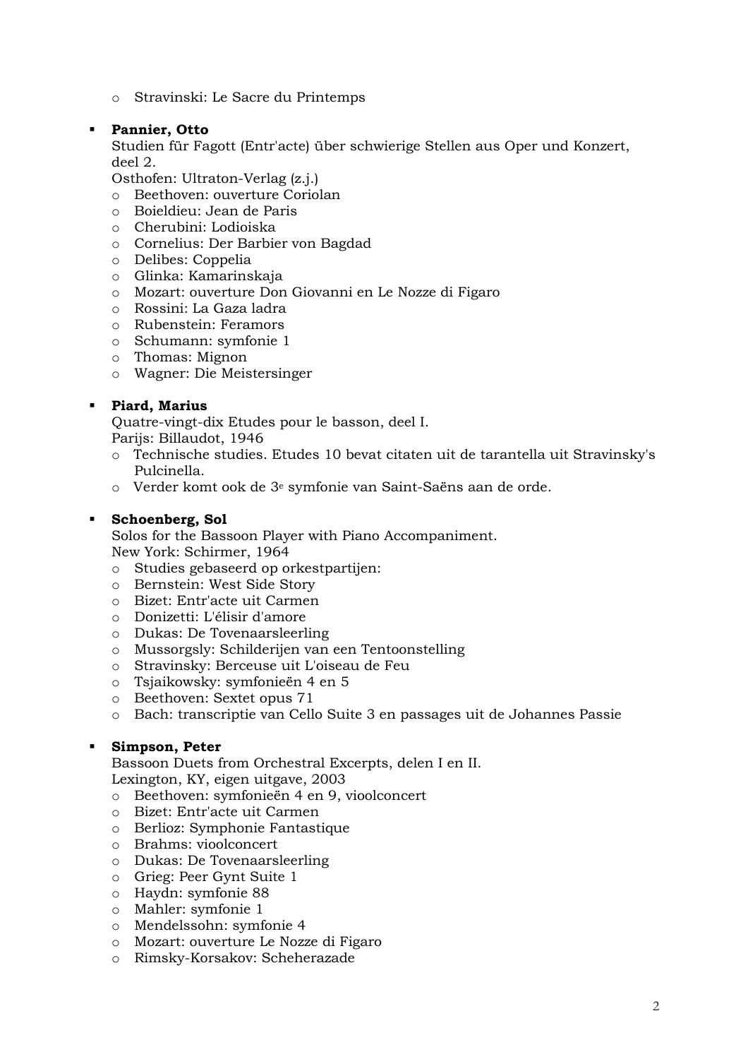- Stravinski: Le Sacre du Printemps

- **Pannier, Otto**
  Studien für Fagott (Entr'acte) über schwierige Stellen aus Oper und Konzert, deel 2.
  Osthofen: Ultraton-Verlag (z.j.)
  - Beethoven: ouverture Coriolan
  - Boieldieu: Jean de Paris
  - Cherubini: Lodioiska
  - Cornelius: Der Barbier von Bagdad
  - Delibes: Coppelia
  - Glinka: Kamarinskaja
  - Mozart: ouverture Don Giovanni en Le Nozze di Figaro
  - Rossini: La Gaza ladra
  - Rubenstein: Feramors
  - Schumann: symfonie 1
  - Thomas: Mignon
  - Wagner: Die Meistersinger

- **Piard, Marius**
  Quatre-vingt-dix Etudes pour le basson, deel I.
  Parijs: Billaudot, 1946
  - Technische studies. Etudes 10 bevat citaten uit de tarantella uit Stravinsky's Pulcinella.
  - Verder komt ook de 3e symfonie van Saint-Saëns aan de orde.

- **Schoenberg, Sol**
  Solos for the Bassoon Player with Piano Accompaniment.
  New York: Schirmer, 1964
  - Studies gebaseerd op orkestpartijen:
  - Bernstein: West Side Story
  - Bizet: Entr'acte uit Carmen
  - Donizetti: L'élisir d'amore
  - Dukas: De Tovenaarsleerling
  - Mussorgsly: Schilderijen van een Tentoonstelling
  - Stravinsky: Berceuse uit L'oiseau de Feu
  - Tsjaikowsky: symfonieën 4 en 5
  - Beethoven: Sextet opus 71
  - Bach: transcriptie van Cello Suite 3 en passages uit de Johannes Passie

- **Simpson, Peter**
  Bassoon Duets from Orchestral Excerpts, delen I en II.
  Lexington, KY, eigen uitgave, 2003
  - Beethoven: symfonieën 4 en 9, vioolconcert
  - Bizet: Entr'acte uit Carmen
  - Berlioz: Symphonie Fantastique
  - Brahms: vioolconcert
  - Dukas: De Tovenaarsleerling
  - Grieg: Peer Gynt Suite 1
  - Haydn: symfonie 88
  - Mahler: symfonie 1
  - Mendelssohn: symfonie 4
  - Mozart: ouverture Le Nozze di Figaro
  - Rimsky-Korsakov: Scheherazade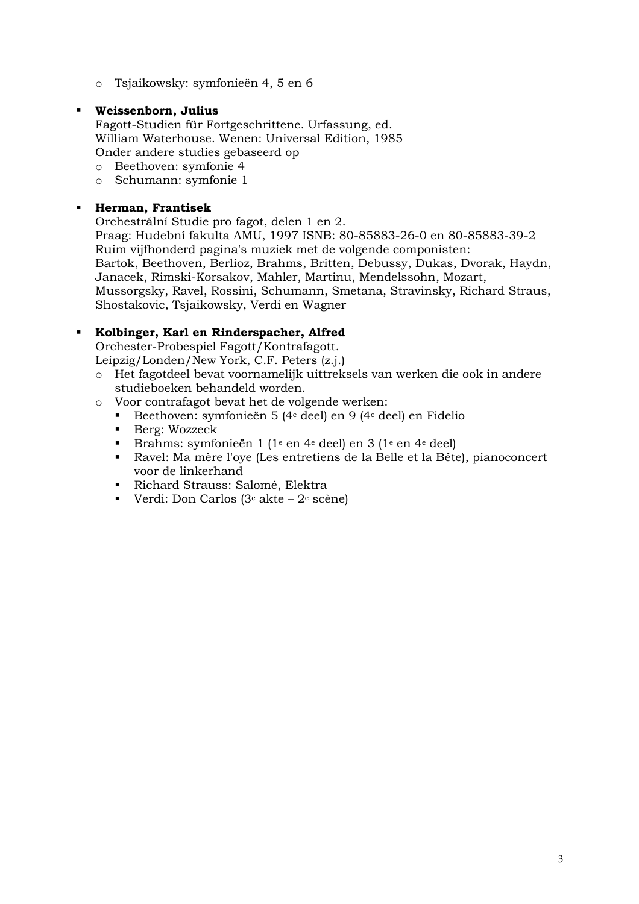- Tsjaikowsky: symfonieën 4, 5 en 6

- **Weissenborn, Julius**
  Fagott-Studien für Fortgeschrittene. Urfassung, ed.
  William Waterhouse. Wenen: Universal Edition, 1985
  Onder andere studies gebaseerd op
  - Beethoven: symfonie 4
  - Schumann: symfonie 1

- **Herman, Frantisek**
  Orchestrální Studie pro fagot, delen 1 en 2.
  Praag: Hudební fakulta AMU, 1997 ISNB: 80-85883-26-0 en 80-85883-39-2
  Ruim vijfhonderd pagina's muziek met de volgende componisten:
  Bartok, Beethoven, Berlioz, Brahms, Britten, Debussy, Dukas, Dvorak, Haydn, Janacek, Rimski-Korsakov, Mahler, Martinu, Mendelssohn, Mozart, Mussorgsky, Ravel, Rossini, Schumann, Smetana, Stravinsky, Richard Straus, Shostakovic, Tsjaikowsky, Verdi en Wagner

- **Kolbinger, Karl en Rinderspacher, Alfred**
  Orchester-Probespiel Fagott/Kontrafagott.
  Leipzig/Londen/New York, C.F. Peters (z.j.)
  - Het fagotdeel bevat voornamelijk uittreksels van werken die ook in andere studieboeken behandeld worden.
  - Voor contrafagot bevat het de volgende werken:
    - Beethoven: symfonieën 5 (4e deel) en 9 (4e deel) en Fidelio
    - Berg: Wozzeck
    - Brahms: symfonieën 1 (1e en 4e deel) en 3 (1e en 4e deel)
    - Ravel: Ma mère l'oye (Les entretiens de la Belle et la Bête), pianoconcert voor de linkerhand
    - Richard Strauss: Salomé, Elektra
    - Verdi: Don Carlos (3e akte – 2e scène)